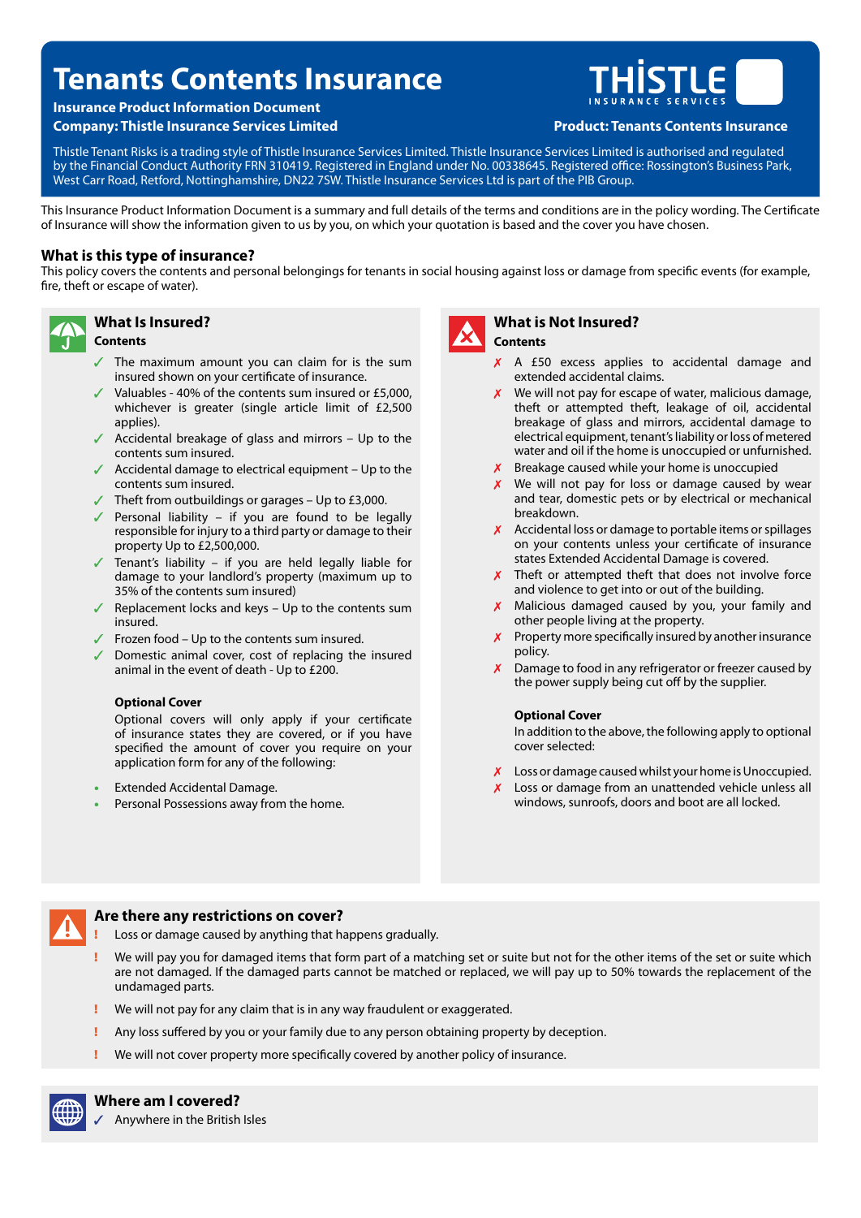# Tenants Contents Insurance

**Insurance Product Information Document**

**Company: Thistle Insurance Services Limited**

**Product: Tenants Contents Insurance**

Thistle Tenant Risks is a trading style of Thistle Insurance Services Limited. Thistle Insurance Services Limited is authorised and regulated by the Financial Conduct Authority FRN 310419. Registered in England under No. 00338645. Registered office: Rossington's Business Park, West Carr Road, Retford, Nottinghamshire, DN22 7SW. Thistle Insurance Services Ltd is part of the PIB Group.

This Insurance Product Information Document is a summary and full details of the terms and conditions are in the policy wording. The Certificate of Insurance will show the information given to us by you, on which your quotation is based and the cover you have chosen.

## What is this type of insurance?

This policy covers the contents and personal belongings for tenants in social housing against loss or damage from specific events (for example, fire, theft or escape of water).

## What Is Insured?

**Contents**

- ✓ The maximum amount you can claim for is the sum insured shown on your certificate of insurance.
- ✓ Valuables - 40% of the contents sum insured or £5,000, whichever is greater (single article limit of £2,500 applies).
- ✓ Accidental breakage of glass and mirrors – Up to the contents sum insured.
- ✓ Accidental damage to electrical equipment – Up to the contents sum insured.
- ✓ Theft from outbuildings or garages – Up to £3,000.
- ✓ Personal liability – if you are found to be legally responsible for injury to a third party or damage to their property Up to £2,500,000.
- ✓ Tenant's liability – if you are held legally liable for damage to your landlord's property (maximum up to 35% of the contents sum insured)
- ✓ Replacement locks and keys – Up to the contents sum insured.
- ✓ Frozen food – Up to the contents sum insured.
- ✓ Domestic animal cover, cost of replacing the insured animal in the event of death - Up to £200.

**Optional Cover**

Optional covers will only apply if your certificate of insurance states they are covered, or if you have specified the amount of cover you require on your application form for any of the following:

- Extended Accidental Damage.
- Personal Possessions away from the home.

## What is Not Insured?

**Contents**

- ✗ A £50 excess applies to accidental damage and extended accidental claims.
- ✗ We will not pay for escape of water, malicious damage, theft or attempted theft, leakage of oil, accidental breakage of glass and mirrors, accidental damage to electrical equipment, tenant's liability or loss of metered water and oil if the home is unoccupied or unfurnished.
- ✗ Breakage caused while your home is unoccupied
- ✗ We will not pay for loss or damage caused by wear and tear, domestic pets or by electrical or mechanical breakdown.
- ✗ Accidental loss or damage to portable items or spillages on your contents unless your certificate of insurance states Extended Accidental Damage is covered.
- ✗ Theft or attempted theft that does not involve force and violence to get into or out of the building.
- ✗ Malicious damaged caused by you, your family and other people living at the property.
- ✗ Property more specifically insured by another insurance policy.
- ✗ Damage to food in any refrigerator or freezer caused by the power supply being cut off by the supplier.

**Optional Cover**

In addition to the above, the following apply to optional cover selected:

- ✗ Loss or damage caused whilst your home is Unoccupied.
- ✗ Loss or damage from an unattended vehicle unless all windows, sunroofs, doors and boot are all locked.

## Are there any restrictions on cover?

- ! Loss or damage caused by anything that happens gradually.
- ! We will pay you for damaged items that form part of a matching set or suite but not for the other items of the set or suite which are not damaged. If the damaged parts cannot be matched or replaced, we will pay up to 50% towards the replacement of the undamaged parts.
- ! We will not pay for any claim that is in any way fraudulent or exaggerated.
- ! Any loss suffered by you or your family due to any person obtaining property by deception.
- ! We will not cover property more specifically covered by another policy of insurance.

## Where am I covered?

- ✓ Anywhere in the British Isles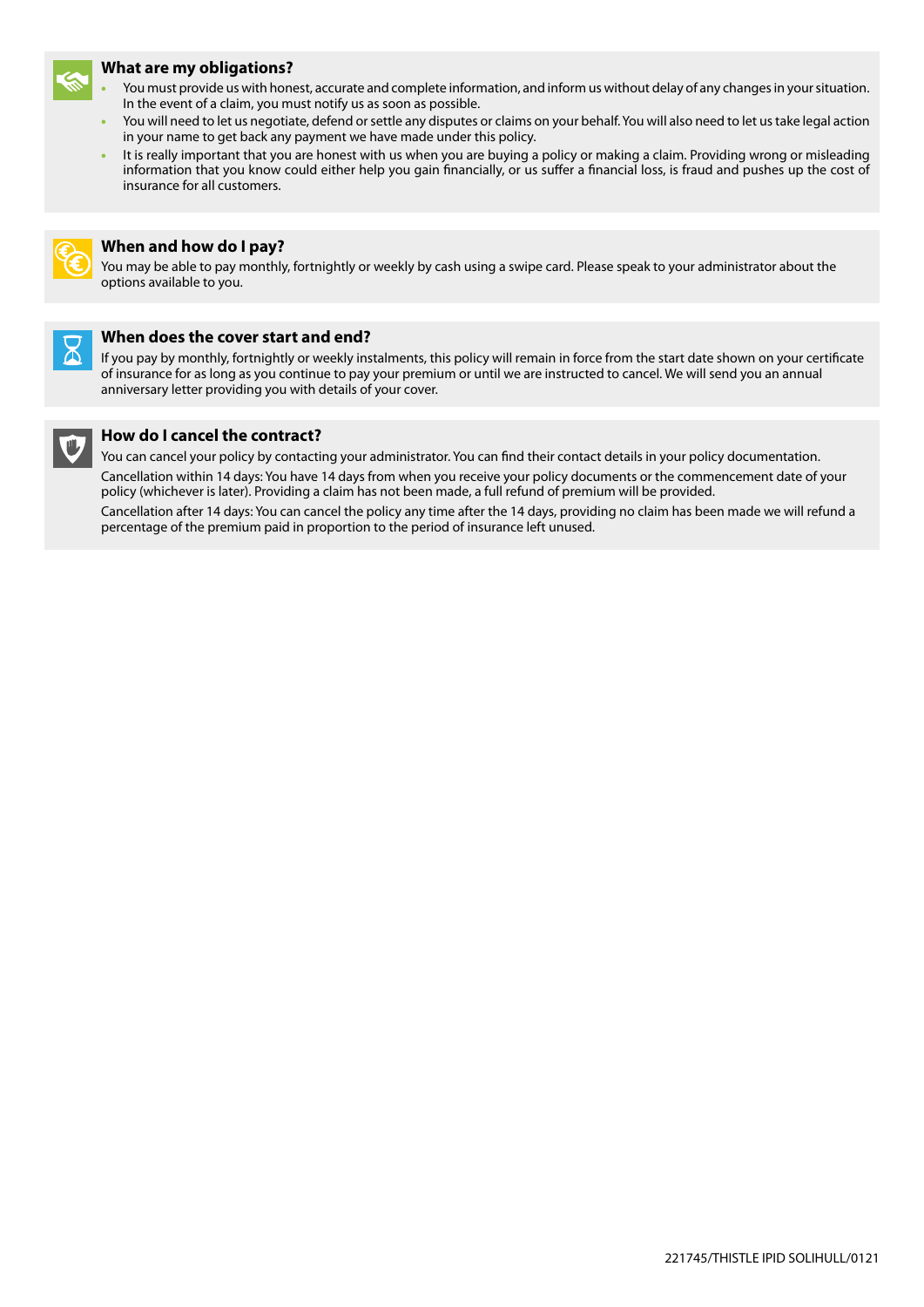## What are my obligations?

- You must provide us with honest, accurate and complete information, and inform us without delay of any changes in your situation. In the event of a claim, you must notify us as soon as possible.
- You will need to let us negotiate, defend or settle any disputes or claims on your behalf. You will also need to let us take legal action in your name to get back any payment we have made under this policy.
- It is really important that you are honest with us when you are buying a policy or making a claim. Providing wrong or misleading information that you know could either help you gain financially, or us suffer a financial loss, is fraud and pushes up the cost of insurance for all customers.

## When and how do I pay?

You may be able to pay monthly, fortnightly or weekly by cash using a swipe card. Please speak to your administrator about the options available to you.

## When does the cover start and end?

If you pay by monthly, fortnightly or weekly instalments, this policy will remain in force from the start date shown on your certificate of insurance for as long as you continue to pay your premium or until we are instructed to cancel. We will send you an annual anniversary letter providing you with details of your cover.

## How do I cancel the contract?

You can cancel your policy by contacting your administrator. You can find their contact details in your policy documentation.

Cancellation within 14 days: You have 14 days from when you receive your policy documents or the commencement date of your policy (whichever is later). Providing a claim has not been made, a full refund of premium will be provided.

Cancellation after 14 days: You can cancel the policy any time after the 14 days, providing no claim has been made we will refund a percentage of the premium paid in proportion to the period of insurance left unused.

221745/THISTLE IPID SOLIHULL/0121